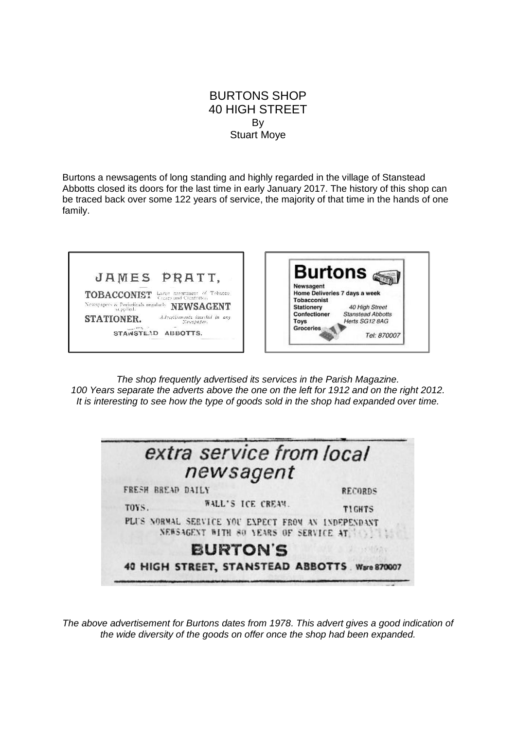# BURTONS SHOP
# 40 HIGH STREET
By
Stuart Moye

Burtons a newsagents of long standing and highly regarded in the village of Stanstead Abbotts closed its doors for the last time in early January 2017. The history of this shop can be traced back over some 122 years of service, the majority of that time in the hands of one family.

JAMES PRATT,
TOBACCONIST Large assortment of Tobacco Cigars and Cigarettes.
Newspapers & Periodicals regularly supplied. NEWSAGENT
STATIONER. Advertisements inserted in any Newspaper.
STANSTEAD ABBOTTS.

**Burtons**
Newsagent
Home Deliveries 7 days a week
Tobacconist
Stationery
Confectioner
Toys
Groceries
40 High Street
Stanstead Abbotts
Herts SG12 8AG
Tel: 870007

*The shop frequently advertised its services in the Parish Magazine.*
*100 Years separate the adverts above the one on the left for 1912 and on the right 2012.*
*It is interesting to see how the type of goods sold in the shop had expanded over time.*

extra service from local newsagent
FRESH BREAD DAILY RECORDS
TOYS. WALL'S ICE CREAM. TIGHTS
PLUS NORMAL SERVICE YOU EXPECT FROM AN INDEPENDANT NEWSAGENT WITH 80 YEARS OF SERVICE AT
BURTON'S
40 HIGH STREET, STANSTEAD ABBOTTS. Ware 870007

*The above advertisement for Burtons dates from 1978. This advert gives a good indication of the wide diversity of the goods on offer once the shop had been expanded.*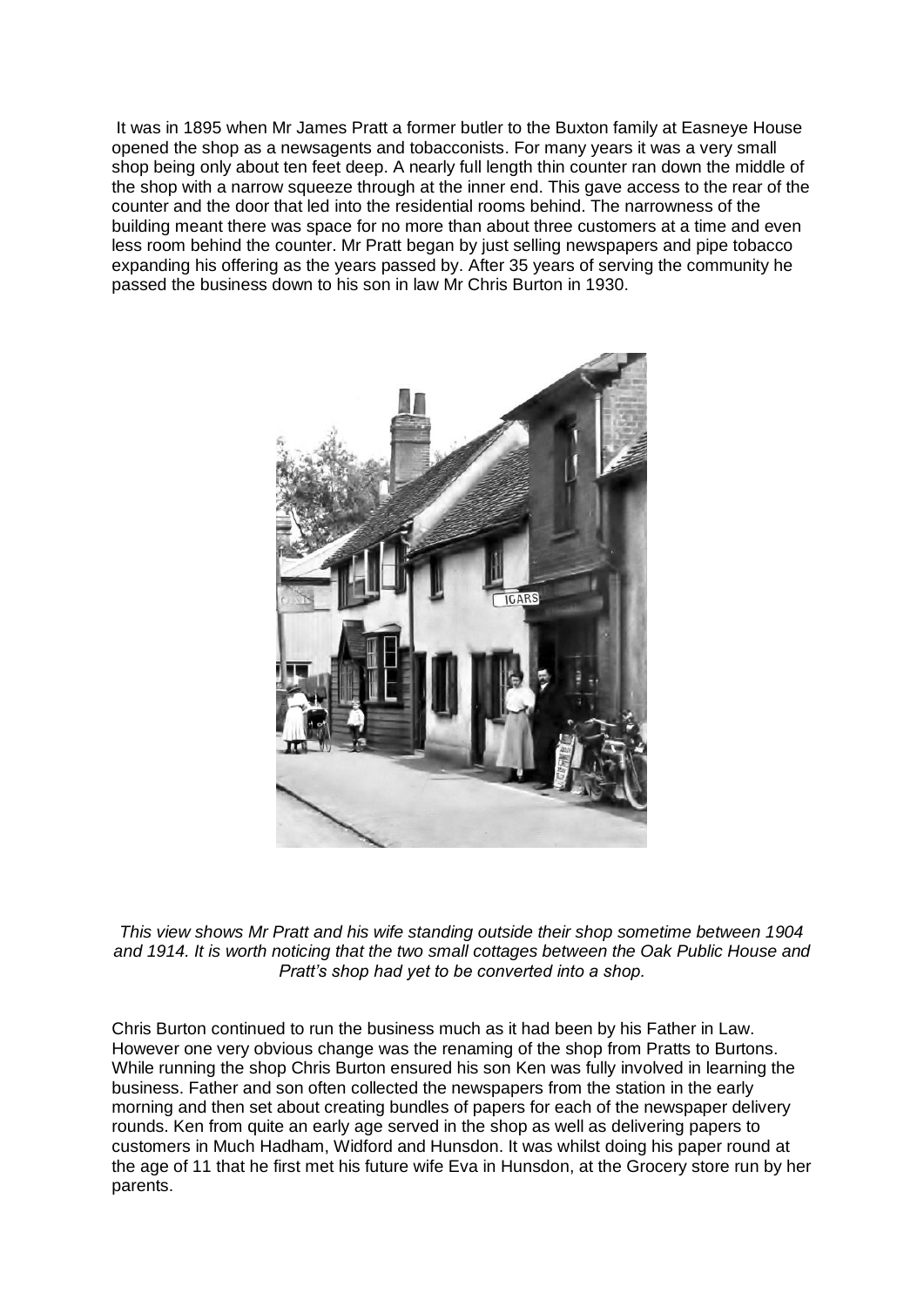It was in 1895 when Mr James Pratt a former butler to the Buxton family at Easneye House opened the shop as a newsagents and tobacconists. For many years it was a very small shop being only about ten feet deep. A nearly full length thin counter ran down the middle of the shop with a narrow squeeze through at the inner end. This gave access to the rear of the counter and the door that led into the residential rooms behind. The narrowness of the building meant there was space for no more than about three customers at a time and even less room behind the counter. Mr Pratt began by just selling newspapers and pipe tobacco expanding his offering as the years passed by. After 35 years of serving the community he passed the business down to his son in law Mr Chris Burton in 1930.

*This view shows Mr Pratt and his wife standing outside their shop sometime between 1904 and 1914. It is worth noticing that the two small cottages between the Oak Public House and Pratt's shop had yet to be converted into a shop.*

Chris Burton continued to run the business much as it had been by his Father in Law. However one very obvious change was the renaming of the shop from Pratts to Burtons. While running the shop Chris Burton ensured his son Ken was fully involved in learning the business. Father and son often collected the newspapers from the station in the early morning and then set about creating bundles of papers for each of the newspaper delivery rounds. Ken from quite an early age served in the shop as well as delivering papers to customers in Much Hadham, Widford and Hunsdon. It was whilst doing his paper round at the age of 11 that he first met his future wife Eva in Hunsdon, at the Grocery store run by her parents.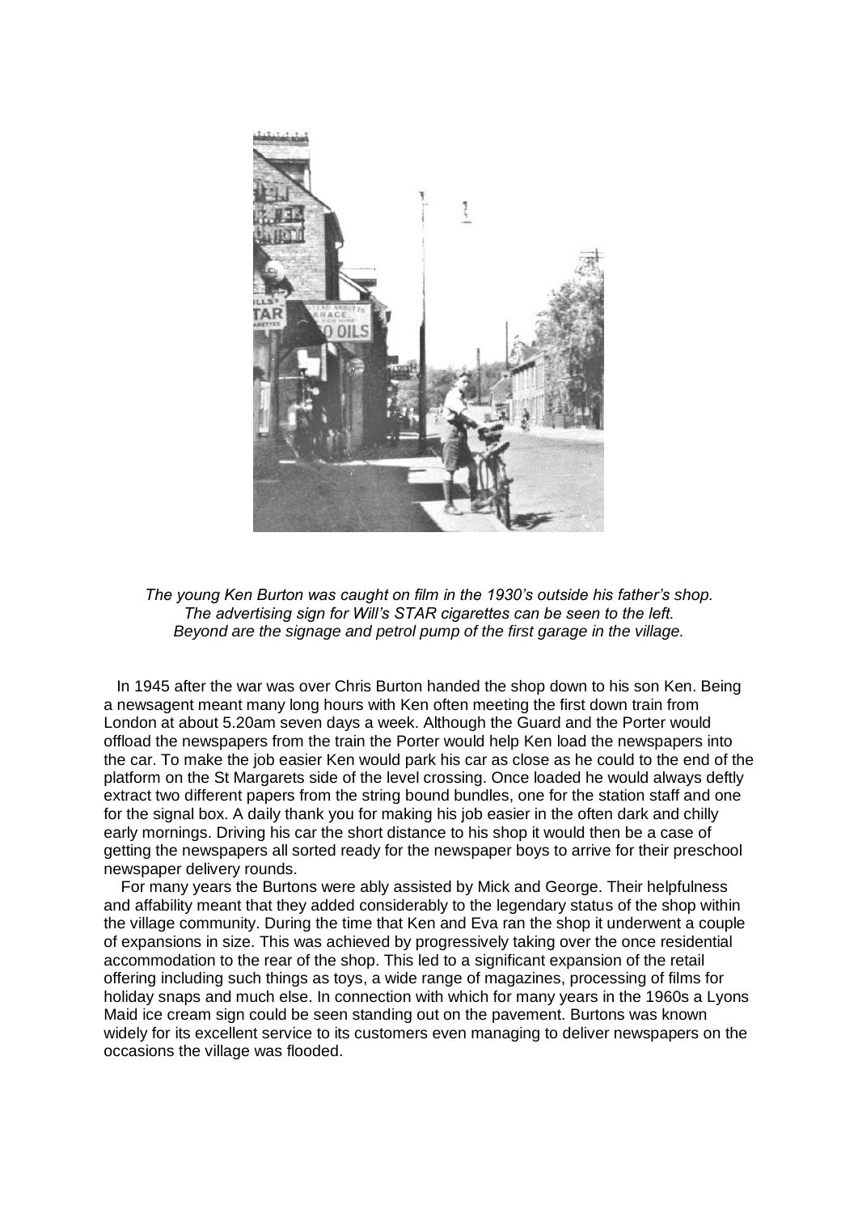*The young Ken Burton was caught on film in the 1930's outside his father's shop.*
*The advertising sign for Will's STAR cigarettes can be seen to the left.*
*Beyond are the signage and petrol pump of the first garage in the village.*

In 1945 after the war was over Chris Burton handed the shop down to his son Ken. Being a newsagent meant many long hours with Ken often meeting the first down train from London at about 5.20am seven days a week. Although the Guard and the Porter would offload the newspapers from the train the Porter would help Ken load the newspapers into the car. To make the job easier Ken would park his car as close as he could to the end of the platform on the St Margarets side of the level crossing. Once loaded he would always deftly extract two different papers from the string bound bundles, one for the station staff and one for the signal box. A daily thank you for making his job easier in the often dark and chilly early mornings. Driving his car the short distance to his shop it would then be a case of getting the newspapers all sorted ready for the newspaper boys to arrive for their preschool newspaper delivery rounds.

For many years the Burtons were ably assisted by Mick and George. Their helpfulness and affability meant that they added considerably to the legendary status of the shop within the village community. During the time that Ken and Eva ran the shop it underwent a couple of expansions in size. This was achieved by progressively taking over the once residential accommodation to the rear of the shop. This led to a significant expansion of the retail offering including such things as toys, a wide range of magazines, processing of films for holiday snaps and much else. In connection with which for many years in the 1960s a Lyons Maid ice cream sign could be seen standing out on the pavement. Burtons was known widely for its excellent service to its customers even managing to deliver newspapers on the occasions the village was flooded.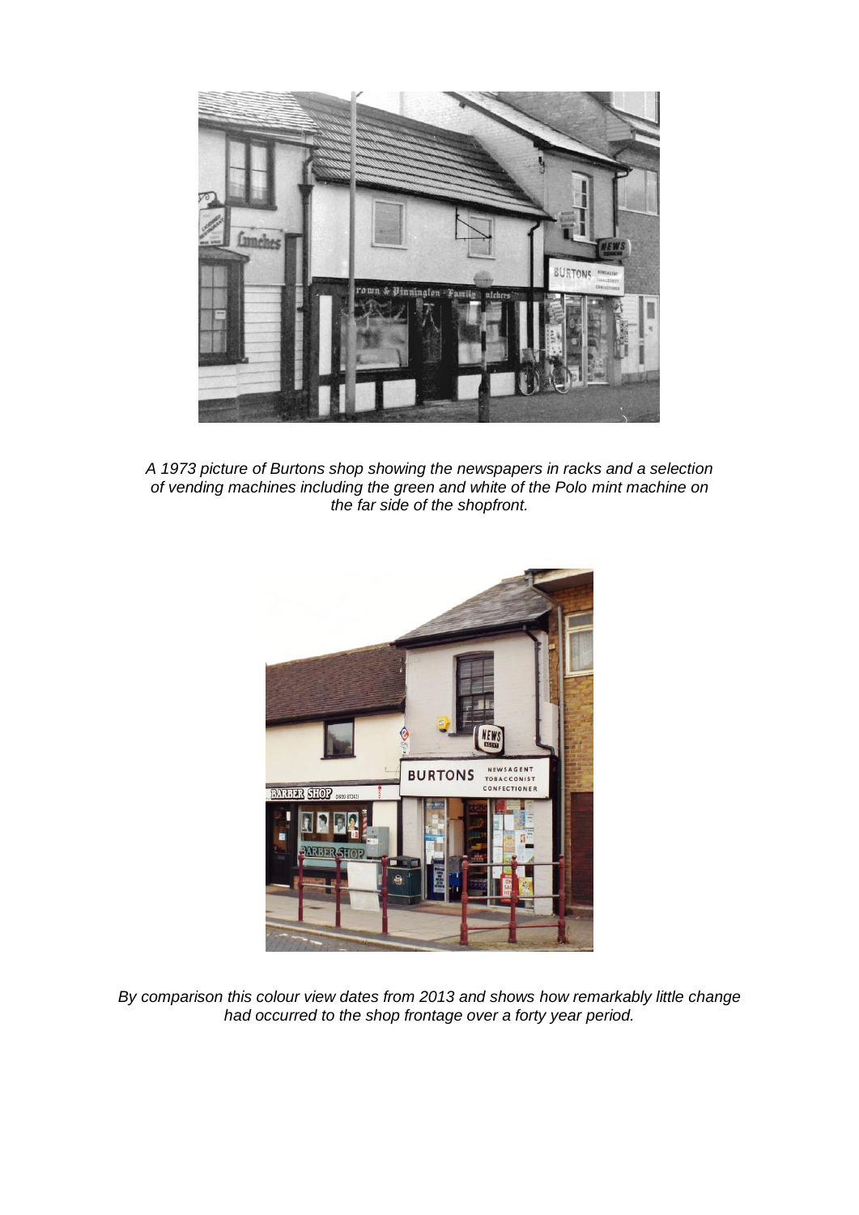*A 1973 picture of Burtons shop showing the newspapers in racks and a selection of vending machines including the green and white of the Polo mint machine on the far side of the shopfront.*

*By comparison this colour view dates from 2013 and shows how remarkably little change had occurred to the shop frontage over a forty year period.*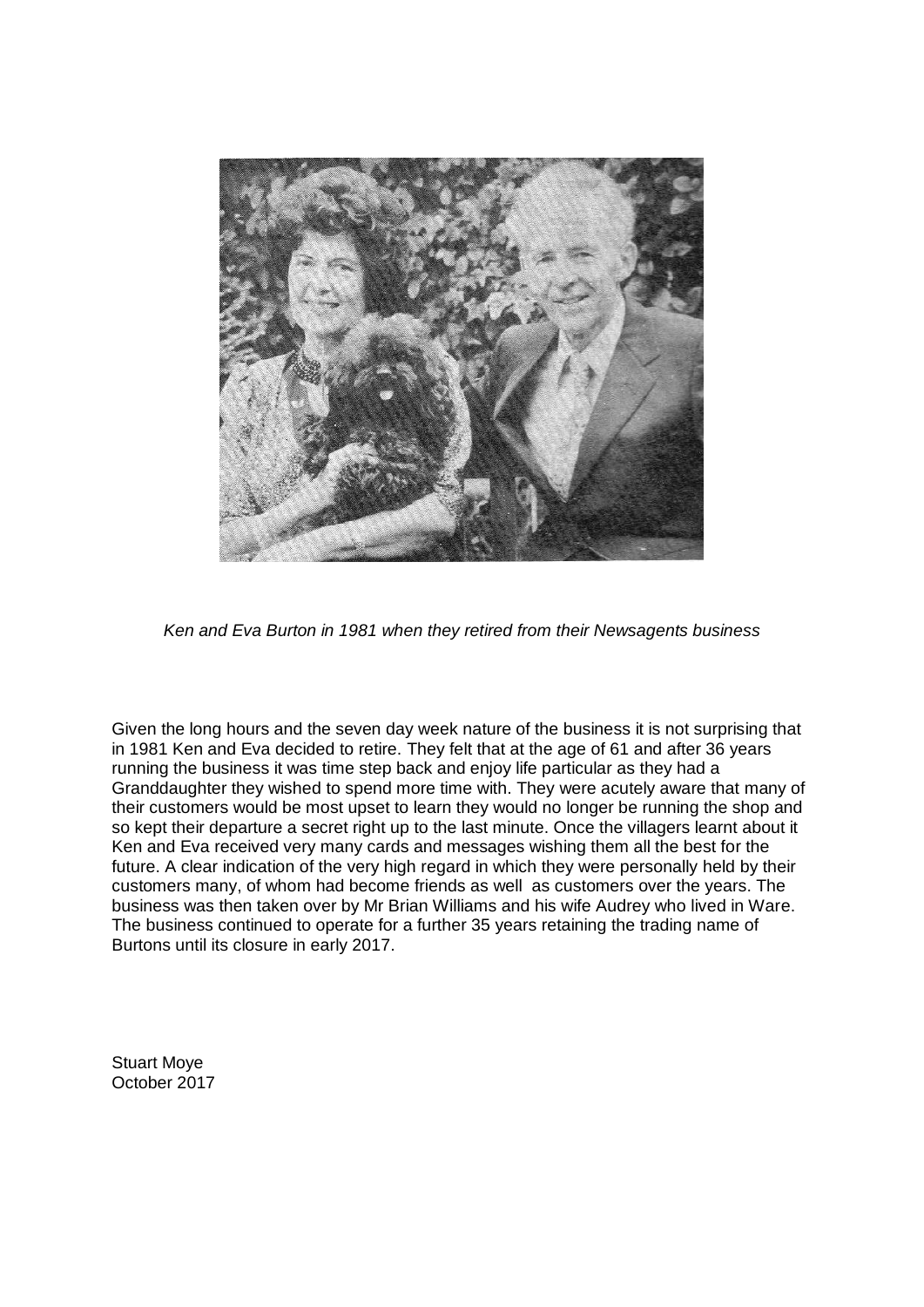*Ken and Eva Burton in 1981 when they retired from their Newsagents business*

Given the long hours and the seven day week nature of the business it is not surprising that in 1981 Ken and Eva decided to retire. They felt that at the age of 61 and after 36 years running the business it was time step back and enjoy life particular as they had a Granddaughter they wished to spend more time with. They were acutely aware that many of their customers would be most upset to learn they would no longer be running the shop and so kept their departure a secret right up to the last minute. Once the villagers learnt about it Ken and Eva received very many cards and messages wishing them all the best for the future. A clear indication of the very high regard in which they were personally held by their customers many, of whom had become friends as well as customers over the years. The business was then taken over by Mr Brian Williams and his wife Audrey who lived in Ware. The business continued to operate for a further 35 years retaining the trading name of Burtons until its closure in early 2017.

Stuart Moye
October 2017